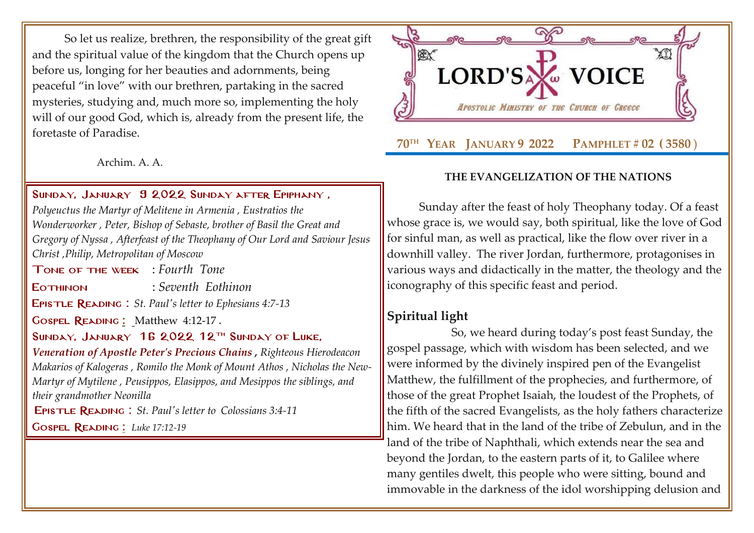So let us realize, brethren, the responsibility of the great gift and the spiritual value of the kingdom that the Church opens up before us, longing for her beauties and adornments, being peaceful "in love" with our brethren, partaking in the sacred mysteries, studying and, much more so, implementing the holy will of our good God, which is, already from the present life, the foretaste of Paradise.

Archim. A. A.

**SUNDAY, JANUARY 9 2022 SUNDAY AFTER EPIPHANY,**
*Polyeuctus the Martyr of Melitene in Armenia, Eustratios the Wonderworker, Peter, Bishop of Sebaste, brother of Basil the Great and Gregory of Nyssa, Afterfeast of the Theophany of Our Lord and Saviour Jesus Christ, Philip, Metropolitan of Moscow*

**TONE OF THE WEEK** : *Fourth Tone*

**EOTHINON** : *Seventh Eothinon*

**EPISTLE READING** : *St. Paul's letter to Ephesians 4:7-13*

**GOSPEL READING** : Matthew 4:12-17.

**SUNDAY, JANUARY 16 2022 12TH SUNDAY OF LUKE,**
***Veneration of Apostle Peter's Precious Chains**, Righteous Hierodeacon Makarios of Kalogeras, Romilo the Monk of Mount Athos, Nicholas the New-Martyr of Mytilene, Peusippos, Elasippos, and Mesippos the siblings, and their grandmother Neonilla*

**EPISTLE READING** : *St. Paul's letter to Colossians 3:4-11*

**GOSPEL READING** : *Luke 17:12-19*

# LORD'S VOICE

*APOSTOLIC MINISTRY OF THE CHURCH OF GREECE*

**70TH YEAR JANUARY 9 2022 PAMPHLET # 02 (3580)**

## THE EVANGELIZATION OF THE NATIONS

Sunday after the feast of holy Theophany today. Of a feast whose grace is, we would say, both spiritual, like the love of God for sinful man, as well as practical, like the flow over river in a downhill valley. The river Jordan, furthermore, protagonises in various ways and didactically in the matter, the theology and the iconography of this specific feast and period.

### Spiritual light

So, we heard during today's post feast Sunday, the gospel passage, which with wisdom has been selected, and we were informed by the divinely inspired pen of the Evangelist Matthew, the fulfillment of the prophecies, and furthermore, of those of the great Prophet Isaiah, the loudest of the Prophets, of the fifth of the sacred Evangelists, as the holy fathers characterize him. We heard that in the land of the tribe of Zebulun, and in the land of the tribe of Naphthali, which extends near the sea and beyond the Jordan, to the eastern parts of it, to Galilee where many gentiles dwelt, this people who were sitting, bound and immovable in the darkness of the idol worshipping delusion and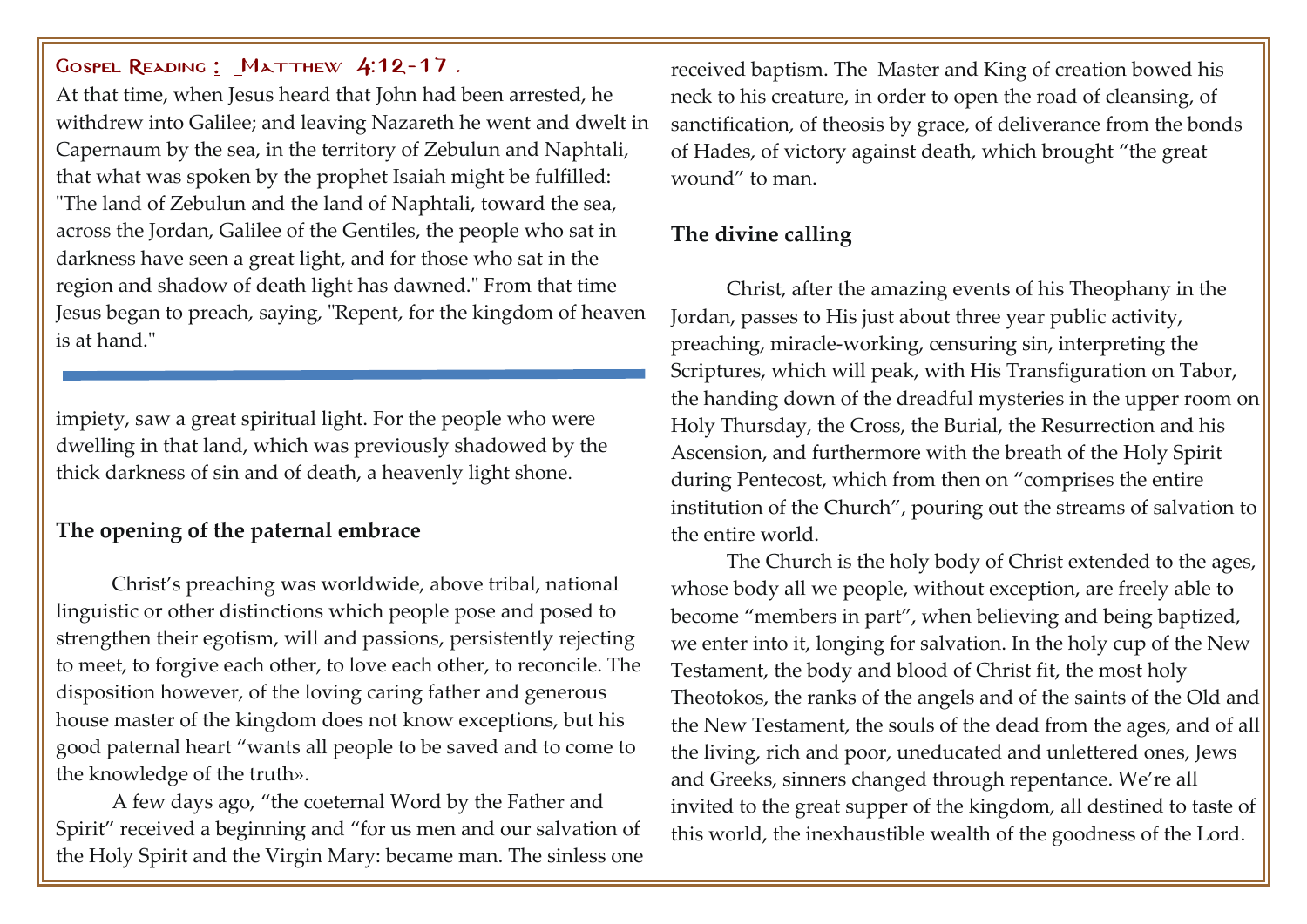**Gospel Reading : Matthew 4:12-17 .**

At that time, when Jesus heard that John had been arrested, he withdrew into Galilee; and leaving Nazareth he went and dwelt in Capernaum by the sea, in the territory of Zebulun and Naphtali, that what was spoken by the prophet Isaiah might be fulfilled: "The land of Zebulun and the land of Naphtali, toward the sea, across the Jordan, Galilee of the Gentiles, the people who sat in darkness have seen a great light, and for those who sat in the region and shadow of death light has dawned." From that time Jesus began to preach, saying, "Repent, for the kingdom of heaven is at hand."

---

impiety, saw a great spiritual light. For the people who were dwelling in that land, which was previously shadowed by the thick darkness of sin and of death, a heavenly light shone.

### The opening of the paternal embrace

Christ's preaching was worldwide, above tribal, national linguistic or other distinctions which people pose and posed to strengthen their egotism, will and passions, persistently rejecting to meet, to forgive each other, to love each other, to reconcile. The disposition however, of the loving caring father and generous house master of the kingdom does not know exceptions, but his good paternal heart "wants all people to be saved and to come to the knowledge of the truth».

A few days ago, "the coeternal Word by the Father and Spirit" received a beginning and "for us men and our salvation of the Holy Spirit and the Virgin Mary: became man. The sinless one received baptism. The Master and King of creation bowed his neck to his creature, in order to open the road of cleansing, of sanctification, of theosis by grace, of deliverance from the bonds of Hades, of victory against death, which brought "the great wound" to man.

### The divine calling

Christ, after the amazing events of his Theophany in the Jordan, passes to His just about three year public activity, preaching, miracle-working, censuring sin, interpreting the Scriptures, which will peak, with His Transfiguration on Tabor, the handing down of the dreadful mysteries in the upper room on Holy Thursday, the Cross, the Burial, the Resurrection and his Ascension, and furthermore with the breath of the Holy Spirit during Pentecost, which from then on "comprises the entire institution of the Church", pouring out the streams of salvation to the entire world.

The Church is the holy body of Christ extended to the ages, whose body all we people, without exception, are freely able to become "members in part", when believing and being baptized, we enter into it, longing for salvation. In the holy cup of the New Testament, the body and blood of Christ fit, the most holy Theotokos, the ranks of the angels and of the saints of the Old and the New Testament, the souls of the dead from the ages, and of all the living, rich and poor, uneducated and unlettered ones, Jews and Greeks, sinners changed through repentance. We're all invited to the great supper of the kingdom, all destined to taste of this world, the inexhaustible wealth of the goodness of the Lord.